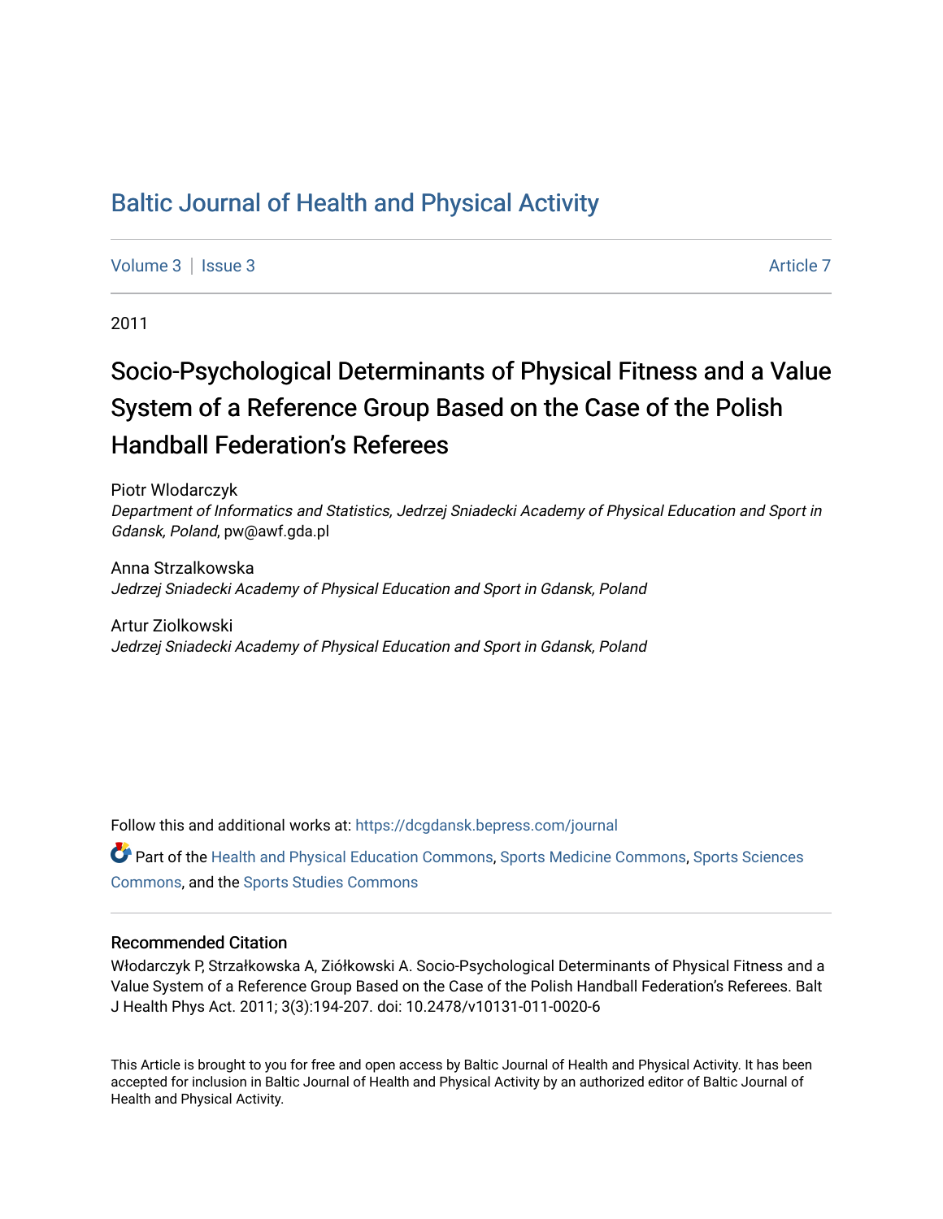# Baltic Journal of Health and Physical Activity

Volume 3 | Issue 3 Article 7

2011

# Socio-Psychological Determinants of Physical Fitness and a Value System of a Reference Group Based on the Case of the Polish Handball Federation's Referees

Piotr Wlodarczyk
*Department of Informatics and Statistics, Jedrzej Sniadecki Academy of Physical Education and Sport in Gdansk, Poland*, pw@awf.gda.pl

Anna Strzalkowska
*Jedrzej Sniadecki Academy of Physical Education and Sport in Gdansk, Poland*

Artur Ziolkowski
*Jedrzej Sniadecki Academy of Physical Education and Sport in Gdansk, Poland*

Follow this and additional works at: https://dcgdansk.bepress.com/journal

Part of the Health and Physical Education Commons, Sports Medicine Commons, Sports Sciences Commons, and the Sports Studies Commons

## Recommended Citation

Włodarczyk P, Strzałkowska A, Ziółkowski A. Socio-Psychological Determinants of Physical Fitness and a Value System of a Reference Group Based on the Case of the Polish Handball Federation's Referees. Balt J Health Phys Act. 2011; 3(3):194-207. doi: 10.2478/v10131-011-0020-6

This Article is brought to you for free and open access by Baltic Journal of Health and Physical Activity. It has been accepted for inclusion in Baltic Journal of Health and Physical Activity by an authorized editor of Baltic Journal of Health and Physical Activity.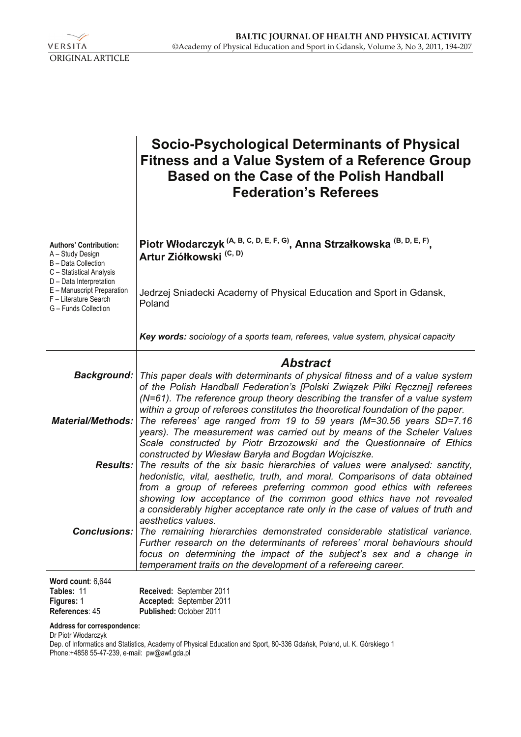ORIGINAL ARTICLE

# Socio-Psychological Determinants of Physical Fitness and a Value System of a Reference Group Based on the Case of the Polish Handball Federation's Referees

**Authors' Contribution:**
A – Study Design
B – Data Collection
C – Statistical Analysis
D – Data Interpretation
E – Manuscript Preparation
F – Literature Search
G – Funds Collection

**Piotr Włodarczyk (A, B, C, D, E, F, G), Anna Strzałkowska (B, D, E, F), Artur Ziółkowski (C, D)**

Jedrzej Sniadecki Academy of Physical Education and Sport in Gdansk, Poland

***Key words:*** *sociology of a sports team, referees, value system, physical capacity*

## *Abstract*

***Background:*** *This paper deals with determinants of physical fitness and of a value system of the Polish Handball Federation's [Polski Związek Piłki Ręcznej] referees (N=61). The reference group theory describing the transfer of a value system within a group of referees constitutes the theoretical foundation of the paper.*

***Material/Methods:*** *The referees' age ranged from 19 to 59 years (M=30.56 years SD=7.16 years). The measurement was carried out by means of the Scheler Values Scale constructed by Piotr Brzozowski and the Questionnaire of Ethics constructed by Wiesław Baryła and Bogdan Wojciszke.*

***Results:*** *The results of the six basic hierarchies of values were analysed: sanctity, hedonistic, vital, aesthetic, truth, and moral. Comparisons of data obtained from a group of referees preferring common good ethics with referees showing low acceptance of the common good ethics have not revealed a considerably higher acceptance rate only in the case of values of truth and aesthetics values.*

***Conclusions:*** *The remaining hierarchies demonstrated considerable statistical variance. Further research on the determinants of referees' moral behaviours should focus on determining the impact of the subject's sex and a change in temperament traits on the development of a refereeing career.*

**Word count**: 6,644
**Tables:** 11
**Figures:** 1
**References**: 45

**Received:** September 2011
**Accepted:** September 2011
**Published:** October 2011

**Address for correspondence:**
Dr Piotr Włodarczyk
Dep. of Informatics and Statistics, Academy of Physical Education and Sport, 80-336 Gdańsk, Poland, ul. K. Górskiego 1
Phone:+4858 55-47-239, e-mail: pw@awf.gda.pl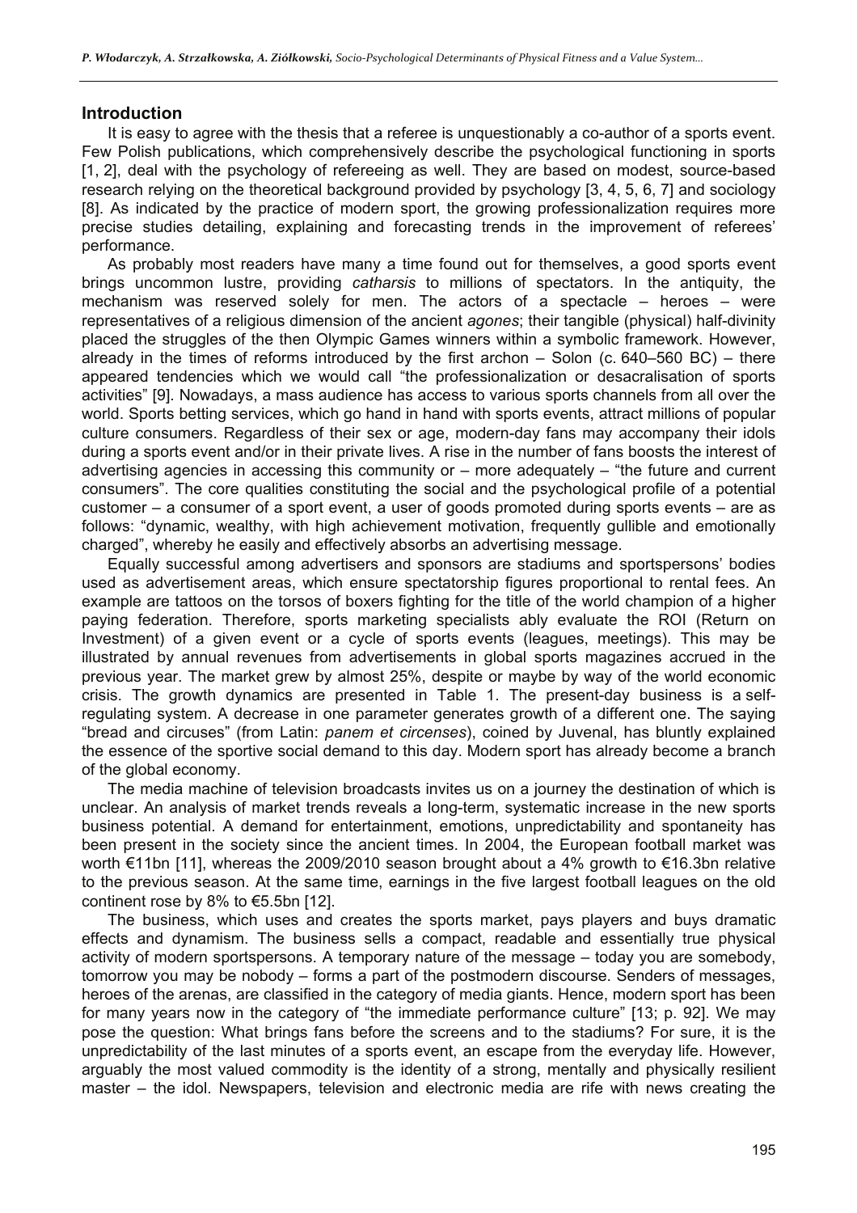## Introduction

It is easy to agree with the thesis that a referee is unquestionably a co-author of a sports event. Few Polish publications, which comprehensively describe the psychological functioning in sports [1, 2], deal with the psychology of refereeing as well. They are based on modest, source-based research relying on the theoretical background provided by psychology [3, 4, 5, 6, 7] and sociology [8]. As indicated by the practice of modern sport, the growing professionalization requires more precise studies detailing, explaining and forecasting trends in the improvement of referees' performance.

As probably most readers have many a time found out for themselves, a good sports event brings uncommon lustre, providing *catharsis* to millions of spectators. In the antiquity, the mechanism was reserved solely for men. The actors of a spectacle – heroes – were representatives of a religious dimension of the ancient *agones*; their tangible (physical) half-divinity placed the struggles of the then Olympic Games winners within a symbolic framework. However, already in the times of reforms introduced by the first archon – Solon (c. 640–560 BC) – there appeared tendencies which we would call "the professionalization or desacralisation of sports activities" [9]. Nowadays, a mass audience has access to various sports channels from all over the world. Sports betting services, which go hand in hand with sports events, attract millions of popular culture consumers. Regardless of their sex or age, modern-day fans may accompany their idols during a sports event and/or in their private lives. A rise in the number of fans boosts the interest of advertising agencies in accessing this community or – more adequately – "the future and current consumers". The core qualities constituting the social and the psychological profile of a potential customer – a consumer of a sport event, a user of goods promoted during sports events – are as follows: "dynamic, wealthy, with high achievement motivation, frequently gullible and emotionally charged", whereby he easily and effectively absorbs an advertising message.

Equally successful among advertisers and sponsors are stadiums and sportspersons' bodies used as advertisement areas, which ensure spectatorship figures proportional to rental fees. An example are tattoos on the torsos of boxers fighting for the title of the world champion of a higher paying federation. Therefore, sports marketing specialists ably evaluate the ROI (Return on Investment) of a given event or a cycle of sports events (leagues, meetings). This may be illustrated by annual revenues from advertisements in global sports magazines accrued in the previous year. The market grew by almost 25%, despite or maybe by way of the world economic crisis. The growth dynamics are presented in Table 1. The present-day business is a self-regulating system. A decrease in one parameter generates growth of a different one. The saying "bread and circuses" (from Latin: *panem et circenses*), coined by Juvenal, has bluntly explained the essence of the sportive social demand to this day. Modern sport has already become a branch of the global economy.

The media machine of television broadcasts invites us on a journey the destination of which is unclear. An analysis of market trends reveals a long-term, systematic increase in the new sports business potential. A demand for entertainment, emotions, unpredictability and spontaneity has been present in the society since the ancient times. In 2004, the European football market was worth €11bn [11], whereas the 2009/2010 season brought about a 4% growth to €16.3bn relative to the previous season. At the same time, earnings in the five largest football leagues on the old continent rose by 8% to €5.5bn [12].

The business, which uses and creates the sports market, pays players and buys dramatic effects and dynamism. The business sells a compact, readable and essentially true physical activity of modern sportspersons. A temporary nature of the message – today you are somebody, tomorrow you may be nobody – forms a part of the postmodern discourse. Senders of messages, heroes of the arenas, are classified in the category of media giants. Hence, modern sport has been for many years now in the category of "the immediate performance culture" [13; p. 92]. We may pose the question: What brings fans before the screens and to the stadiums? For sure, it is the unpredictability of the last minutes of a sports event, an escape from the everyday life. However, arguably the most valued commodity is the identity of a strong, mentally and physically resilient master – the idol. Newspapers, television and electronic media are rife with news creating the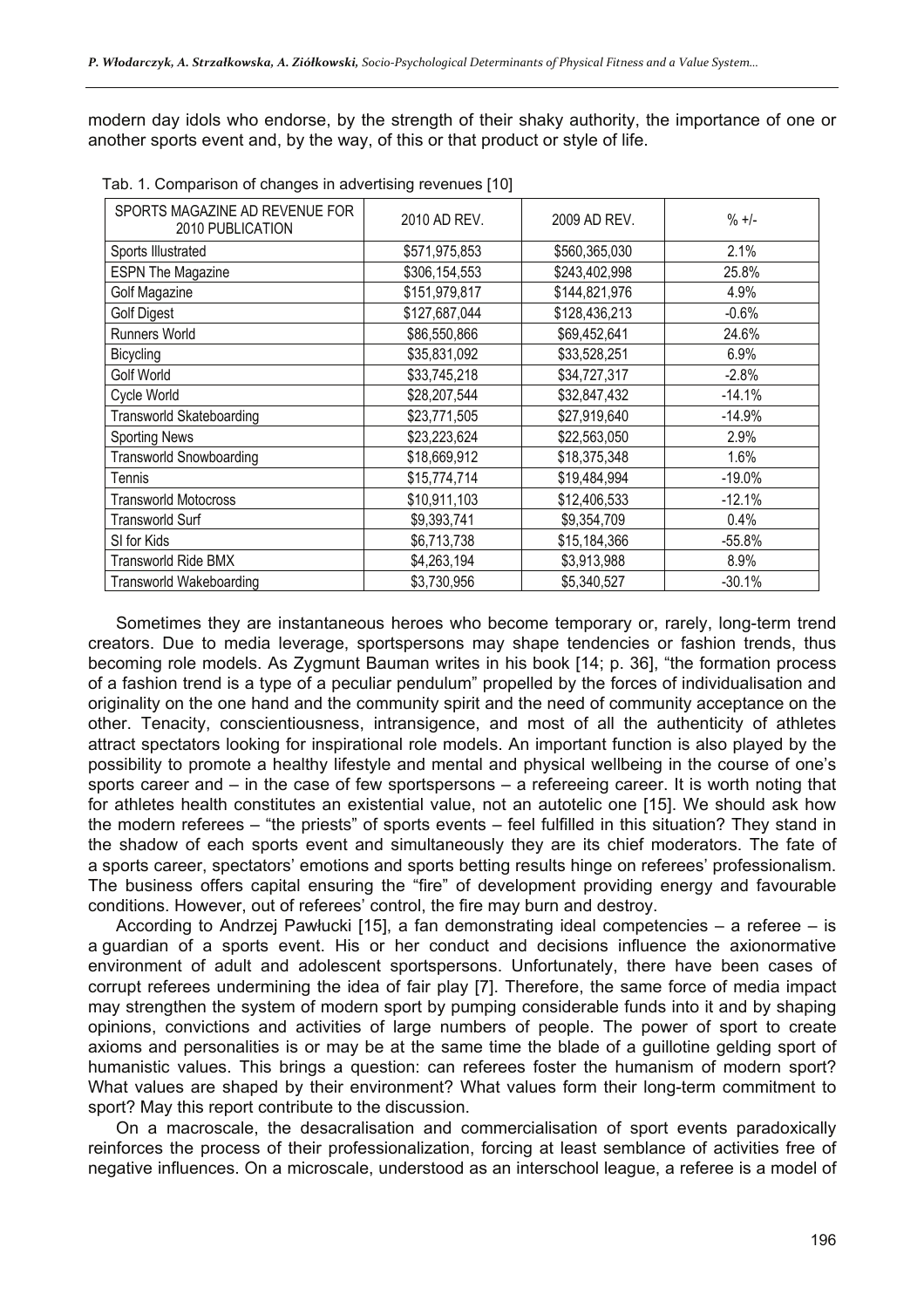modern day idols who endorse, by the strength of their shaky authority, the importance of one or another sports event and, by the way, of this or that product or style of life.

Tab. 1. Comparison of changes in advertising revenues [10]

| SPORTS MAGAZINE AD REVENUE FOR 2010 PUBLICATION | 2010 AD REV. | 2009 AD REV. | % +/- |
|---|---|---|---|
| Sports Illustrated | $571,975,853 | $560,365,030 | 2.1% |
| ESPN The Magazine | $306,154,553 | $243,402,998 | 25.8% |
| Golf Magazine | $151,979,817 | $144,821,976 | 4.9% |
| Golf Digest | $127,687,044 | $128,436,213 | -0.6% |
| Runners World | $86,550,866 | $69,452,641 | 24.6% |
| Bicycling | $35,831,092 | $33,528,251 | 6.9% |
| Golf World | $33,745,218 | $34,727,317 | -2.8% |
| Cycle World | $28,207,544 | $32,847,432 | -14.1% |
| Transworld Skateboarding | $23,771,505 | $27,919,640 | -14.9% |
| Sporting News | $23,223,624 | $22,563,050 | 2.9% |
| Transworld Snowboarding | $18,669,912 | $18,375,348 | 1.6% |
| Tennis | $15,774,714 | $19,484,994 | -19.0% |
| Transworld Motocross | $10,911,103 | $12,406,533 | -12.1% |
| Transworld Surf | $9,393,741 | $9,354,709 | 0.4% |
| SI for Kids | $6,713,738 | $15,184,366 | -55.8% |
| Transworld Ride BMX | $4,263,194 | $3,913,988 | 8.9% |
| Transworld Wakeboarding | $3,730,956 | $5,340,527 | -30.1% |

Sometimes they are instantaneous heroes who become temporary or, rarely, long-term trend creators. Due to media leverage, sportspersons may shape tendencies or fashion trends, thus becoming role models. As Zygmunt Bauman writes in his book [14; p. 36], "the formation process of a fashion trend is a type of a peculiar pendulum" propelled by the forces of individualisation and originality on the one hand and the community spirit and the need of community acceptance on the other. Tenacity, conscientiousness, intransigence, and most of all the authenticity of athletes attract spectators looking for inspirational role models. An important function is also played by the possibility to promote a healthy lifestyle and mental and physical wellbeing in the course of one's sports career and – in the case of few sportspersons – a refereeing career. It is worth noting that for athletes health constitutes an existential value, not an autotelic one [15]. We should ask how the modern referees – "the priests" of sports events – feel fulfilled in this situation? They stand in the shadow of each sports event and simultaneously they are its chief moderators. The fate of a sports career, spectators' emotions and sports betting results hinge on referees' professionalism. The business offers capital ensuring the "fire" of development providing energy and favourable conditions. However, out of referees' control, the fire may burn and destroy.

According to Andrzej Pawłucki [15], a fan demonstrating ideal competencies – a referee – is a guardian of a sports event. His or her conduct and decisions influence the axionormative environment of adult and adolescent sportspersons. Unfortunately, there have been cases of corrupt referees undermining the idea of fair play [7]. Therefore, the same force of media impact may strengthen the system of modern sport by pumping considerable funds into it and by shaping opinions, convictions and activities of large numbers of people. The power of sport to create axioms and personalities is or may be at the same time the blade of a guillotine gelding sport of humanistic values. This brings a question: can referees foster the humanism of modern sport? What values are shaped by their environment? What values form their long-term commitment to sport? May this report contribute to the discussion.

On a macroscale, the desacralisation and commercialisation of sport events paradoxically reinforces the process of their professionalization, forcing at least semblance of activities free of negative influences. On a microscale, understood as an interschool league, a referee is a model of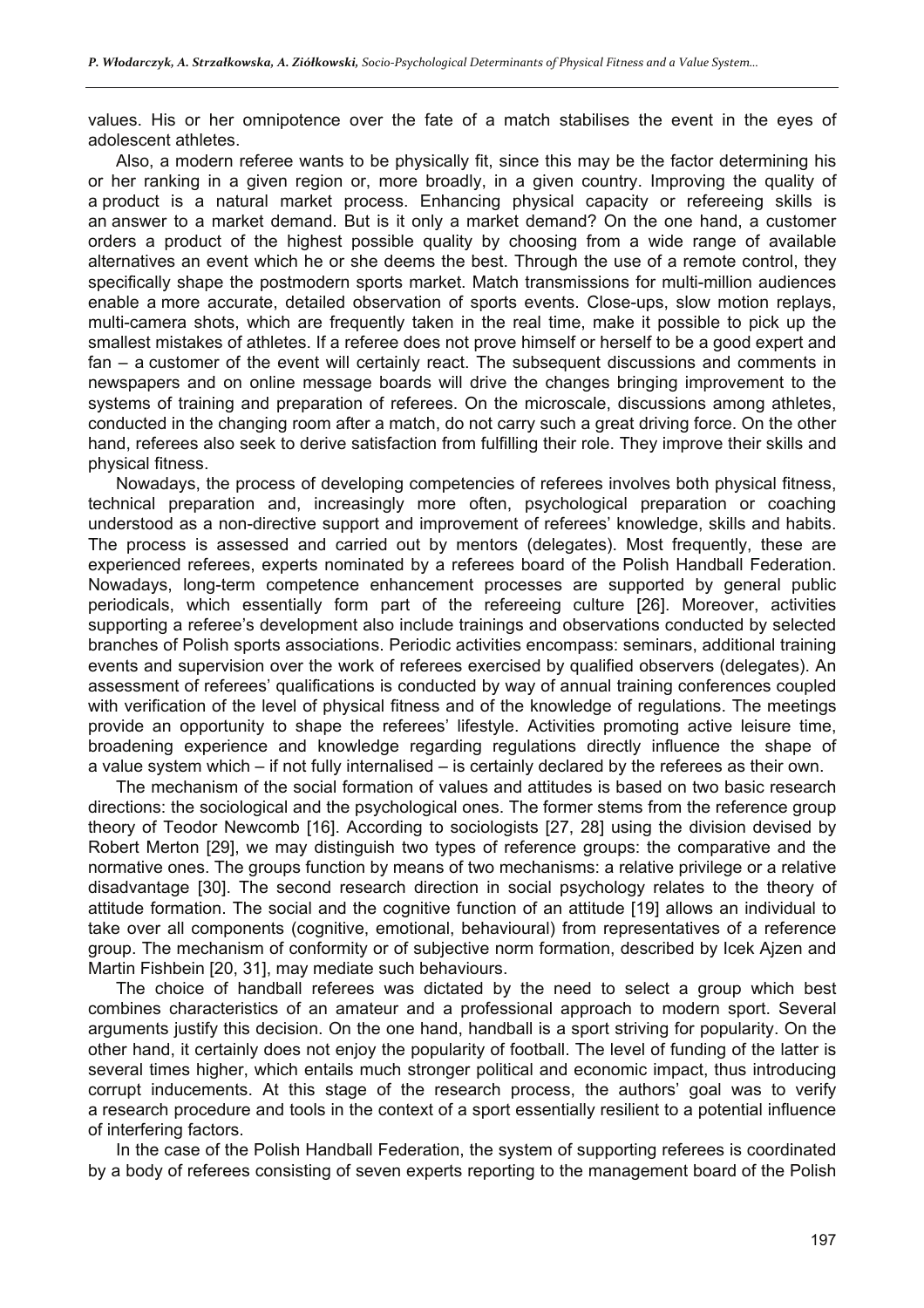values. His or her omnipotence over the fate of a match stabilises the event in the eyes of adolescent athletes.

Also, a modern referee wants to be physically fit, since this may be the factor determining his or her ranking in a given region or, more broadly, in a given country. Improving the quality of a product is a natural market process. Enhancing physical capacity or refereeing skills is an answer to a market demand. But is it only a market demand? On the one hand, a customer orders a product of the highest possible quality by choosing from a wide range of available alternatives an event which he or she deems the best. Through the use of a remote control, they specifically shape the postmodern sports market. Match transmissions for multi-million audiences enable a more accurate, detailed observation of sports events. Close-ups, slow motion replays, multi-camera shots, which are frequently taken in the real time, make it possible to pick up the smallest mistakes of athletes. If a referee does not prove himself or herself to be a good expert and fan – a customer of the event will certainly react. The subsequent discussions and comments in newspapers and on online message boards will drive the changes bringing improvement to the systems of training and preparation of referees. On the microscale, discussions among athletes, conducted in the changing room after a match, do not carry such a great driving force. On the other hand, referees also seek to derive satisfaction from fulfilling their role. They improve their skills and physical fitness.

Nowadays, the process of developing competencies of referees involves both physical fitness, technical preparation and, increasingly more often, psychological preparation or coaching understood as a non-directive support and improvement of referees' knowledge, skills and habits. The process is assessed and carried out by mentors (delegates). Most frequently, these are experienced referees, experts nominated by a referees board of the Polish Handball Federation. Nowadays, long-term competence enhancement processes are supported by general public periodicals, which essentially form part of the refereeing culture [26]. Moreover, activities supporting a referee's development also include trainings and observations conducted by selected branches of Polish sports associations. Periodic activities encompass: seminars, additional training events and supervision over the work of referees exercised by qualified observers (delegates). An assessment of referees' qualifications is conducted by way of annual training conferences coupled with verification of the level of physical fitness and of the knowledge of regulations. The meetings provide an opportunity to shape the referees' lifestyle. Activities promoting active leisure time, broadening experience and knowledge regarding regulations directly influence the shape of a value system which – if not fully internalised – is certainly declared by the referees as their own.

The mechanism of the social formation of values and attitudes is based on two basic research directions: the sociological and the psychological ones. The former stems from the reference group theory of Teodor Newcomb [16]. According to sociologists [27, 28] using the division devised by Robert Merton [29], we may distinguish two types of reference groups: the comparative and the normative ones. The groups function by means of two mechanisms: a relative privilege or a relative disadvantage [30]. The second research direction in social psychology relates to the theory of attitude formation. The social and the cognitive function of an attitude [19] allows an individual to take over all components (cognitive, emotional, behavioural) from representatives of a reference group. The mechanism of conformity or of subjective norm formation, described by Icek Ajzen and Martin Fishbein [20, 31], may mediate such behaviours.

The choice of handball referees was dictated by the need to select a group which best combines characteristics of an amateur and a professional approach to modern sport. Several arguments justify this decision. On the one hand, handball is a sport striving for popularity. On the other hand, it certainly does not enjoy the popularity of football. The level of funding of the latter is several times higher, which entails much stronger political and economic impact, thus introducing corrupt inducements. At this stage of the research process, the authors' goal was to verify a research procedure and tools in the context of a sport essentially resilient to a potential influence of interfering factors.

In the case of the Polish Handball Federation, the system of supporting referees is coordinated by a body of referees consisting of seven experts reporting to the management board of the Polish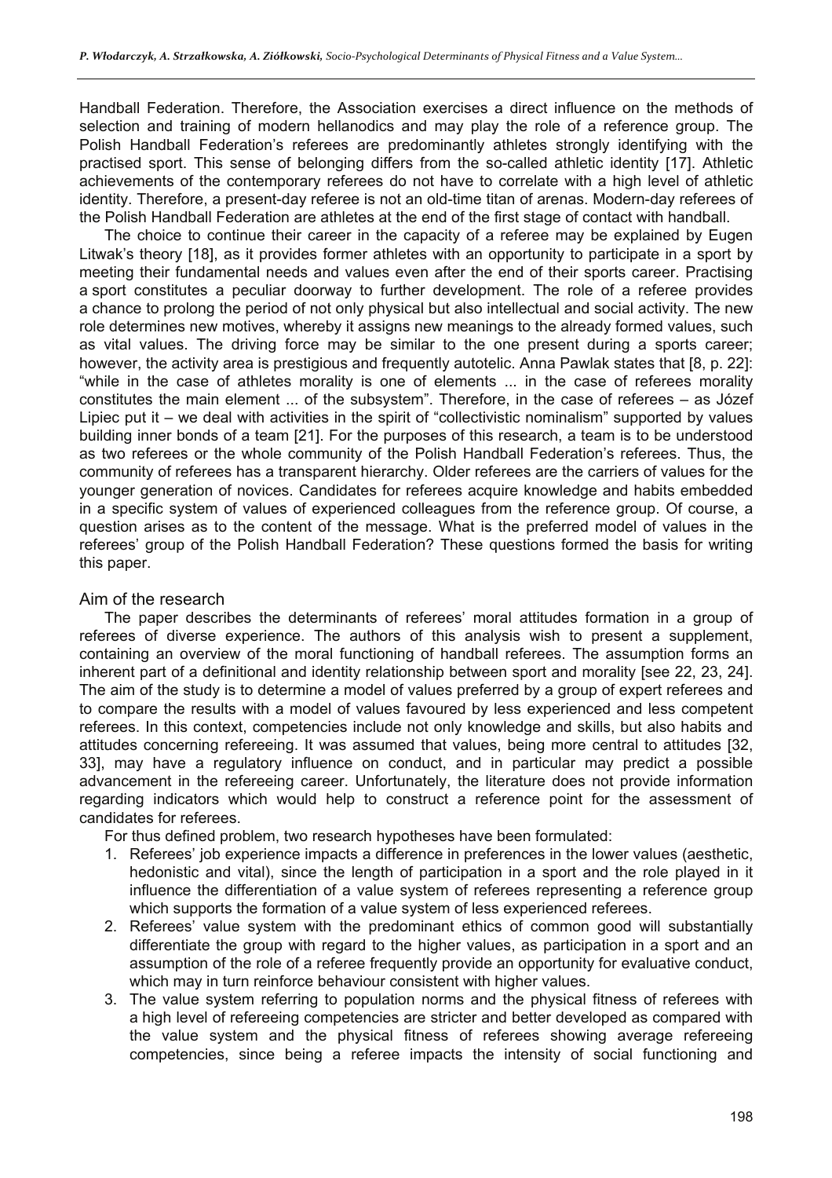Handball Federation. Therefore, the Association exercises a direct influence on the methods of selection and training of modern hellanodics and may play the role of a reference group. The Polish Handball Federation's referees are predominantly athletes strongly identifying with the practised sport. This sense of belonging differs from the so-called athletic identity [17]. Athletic achievements of the contemporary referees do not have to correlate with a high level of athletic identity. Therefore, a present-day referee is not an old-time titan of arenas. Modern-day referees of the Polish Handball Federation are athletes at the end of the first stage of contact with handball.

The choice to continue their career in the capacity of a referee may be explained by Eugen Litwak's theory [18], as it provides former athletes with an opportunity to participate in a sport by meeting their fundamental needs and values even after the end of their sports career. Practising a sport constitutes a peculiar doorway to further development. The role of a referee provides a chance to prolong the period of not only physical but also intellectual and social activity. The new role determines new motives, whereby it assigns new meanings to the already formed values, such as vital values. The driving force may be similar to the one present during a sports career; however, the activity area is prestigious and frequently autotelic. Anna Pawlak states that [8, p. 22]: "while in the case of athletes morality is one of elements ... in the case of referees morality constitutes the main element ... of the subsystem". Therefore, in the case of referees – as Józef Lipiec put it – we deal with activities in the spirit of "collectivistic nominalism" supported by values building inner bonds of a team [21]. For the purposes of this research, a team is to be understood as two referees or the whole community of the Polish Handball Federation's referees. Thus, the community of referees has a transparent hierarchy. Older referees are the carriers of values for the younger generation of novices. Candidates for referees acquire knowledge and habits embedded in a specific system of values of experienced colleagues from the reference group. Of course, a question arises as to the content of the message. What is the preferred model of values in the referees' group of the Polish Handball Federation? These questions formed the basis for writing this paper.

## Aim of the research

The paper describes the determinants of referees' moral attitudes formation in a group of referees of diverse experience. The authors of this analysis wish to present a supplement, containing an overview of the moral functioning of handball referees. The assumption forms an inherent part of a definitional and identity relationship between sport and morality [see 22, 23, 24]. The aim of the study is to determine a model of values preferred by a group of expert referees and to compare the results with a model of values favoured by less experienced and less competent referees. In this context, competencies include not only knowledge and skills, but also habits and attitudes concerning refereeing. It was assumed that values, being more central to attitudes [32, 33], may have a regulatory influence on conduct, and in particular may predict a possible advancement in the refereeing career. Unfortunately, the literature does not provide information regarding indicators which would help to construct a reference point for the assessment of candidates for referees.

For thus defined problem, two research hypotheses have been formulated:

1. Referees' job experience impacts a difference in preferences in the lower values (aesthetic, hedonistic and vital), since the length of participation in a sport and the role played in it influence the differentiation of a value system of referees representing a reference group which supports the formation of a value system of less experienced referees.
2. Referees' value system with the predominant ethics of common good will substantially differentiate the group with regard to the higher values, as participation in a sport and an assumption of the role of a referee frequently provide an opportunity for evaluative conduct, which may in turn reinforce behaviour consistent with higher values.
3. The value system referring to population norms and the physical fitness of referees with a high level of refereeing competencies are stricter and better developed as compared with the value system and the physical fitness of referees showing average refereeing competencies, since being a referee impacts the intensity of social functioning and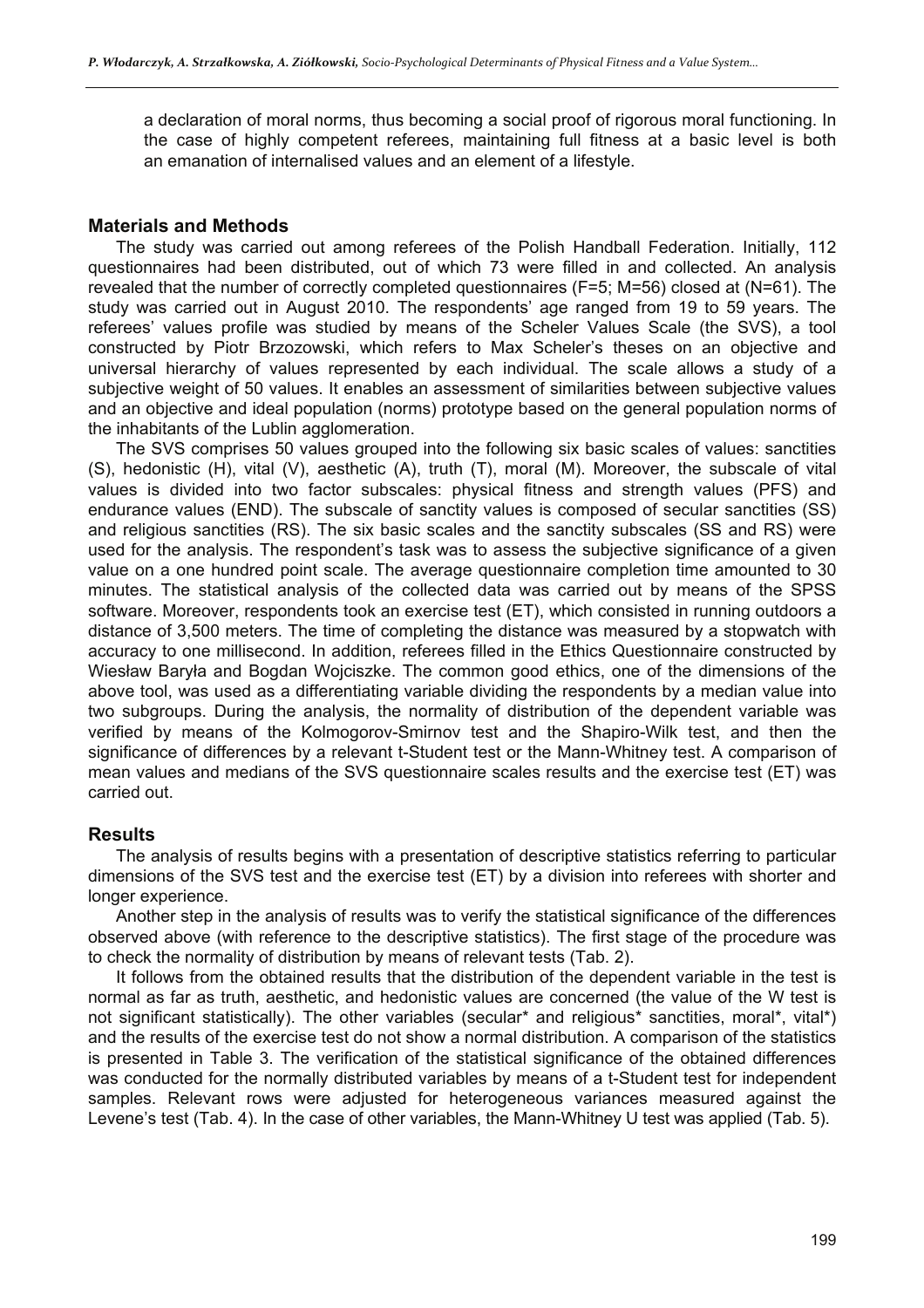a declaration of moral norms, thus becoming a social proof of rigorous moral functioning. In the case of highly competent referees, maintaining full fitness at a basic level is both an emanation of internalised values and an element of a lifestyle.

## Materials and Methods

The study was carried out among referees of the Polish Handball Federation. Initially, 112 questionnaires had been distributed, out of which 73 were filled in and collected. An analysis revealed that the number of correctly completed questionnaires (F=5; M=56) closed at (N=61). The study was carried out in August 2010. The respondents' age ranged from 19 to 59 years. The referees' values profile was studied by means of the Scheler Values Scale (the SVS), a tool constructed by Piotr Brzozowski, which refers to Max Scheler's theses on an objective and universal hierarchy of values represented by each individual. The scale allows a study of a subjective weight of 50 values. It enables an assessment of similarities between subjective values and an objective and ideal population (norms) prototype based on the general population norms of the inhabitants of the Lublin agglomeration.

The SVS comprises 50 values grouped into the following six basic scales of values: sanctities (S), hedonistic (H), vital (V), aesthetic (A), truth (T), moral (M). Moreover, the subscale of vital values is divided into two factor subscales: physical fitness and strength values (PFS) and endurance values (END). The subscale of sanctity values is composed of secular sanctities (SS) and religious sanctities (RS). The six basic scales and the sanctity subscales (SS and RS) were used for the analysis. The respondent's task was to assess the subjective significance of a given value on a one hundred point scale. The average questionnaire completion time amounted to 30 minutes. The statistical analysis of the collected data was carried out by means of the SPSS software. Moreover, respondents took an exercise test (ET), which consisted in running outdoors a distance of 3,500 meters. The time of completing the distance was measured by a stopwatch with accuracy to one millisecond. In addition, referees filled in the Ethics Questionnaire constructed by Wiesław Baryła and Bogdan Wojciszke. The common good ethics, one of the dimensions of the above tool, was used as a differentiating variable dividing the respondents by a median value into two subgroups. During the analysis, the normality of distribution of the dependent variable was verified by means of the Kolmogorov-Smirnov test and the Shapiro-Wilk test, and then the significance of differences by a relevant t-Student test or the Mann-Whitney test. A comparison of mean values and medians of the SVS questionnaire scales results and the exercise test (ET) was carried out.

## Results

The analysis of results begins with a presentation of descriptive statistics referring to particular dimensions of the SVS test and the exercise test (ET) by a division into referees with shorter and longer experience.

Another step in the analysis of results was to verify the statistical significance of the differences observed above (with reference to the descriptive statistics). The first stage of the procedure was to check the normality of distribution by means of relevant tests (Tab. 2).

It follows from the obtained results that the distribution of the dependent variable in the test is normal as far as truth, aesthetic, and hedonistic values are concerned (the value of the W test is not significant statistically). The other variables (secular* and religious* sanctities, moral*, vital*) and the results of the exercise test do not show a normal distribution. A comparison of the statistics is presented in Table 3. The verification of the statistical significance of the obtained differences was conducted for the normally distributed variables by means of a t-Student test for independent samples. Relevant rows were adjusted for heterogeneous variances measured against the Levene's test (Tab. 4). In the case of other variables, the Mann-Whitney U test was applied (Tab. 5).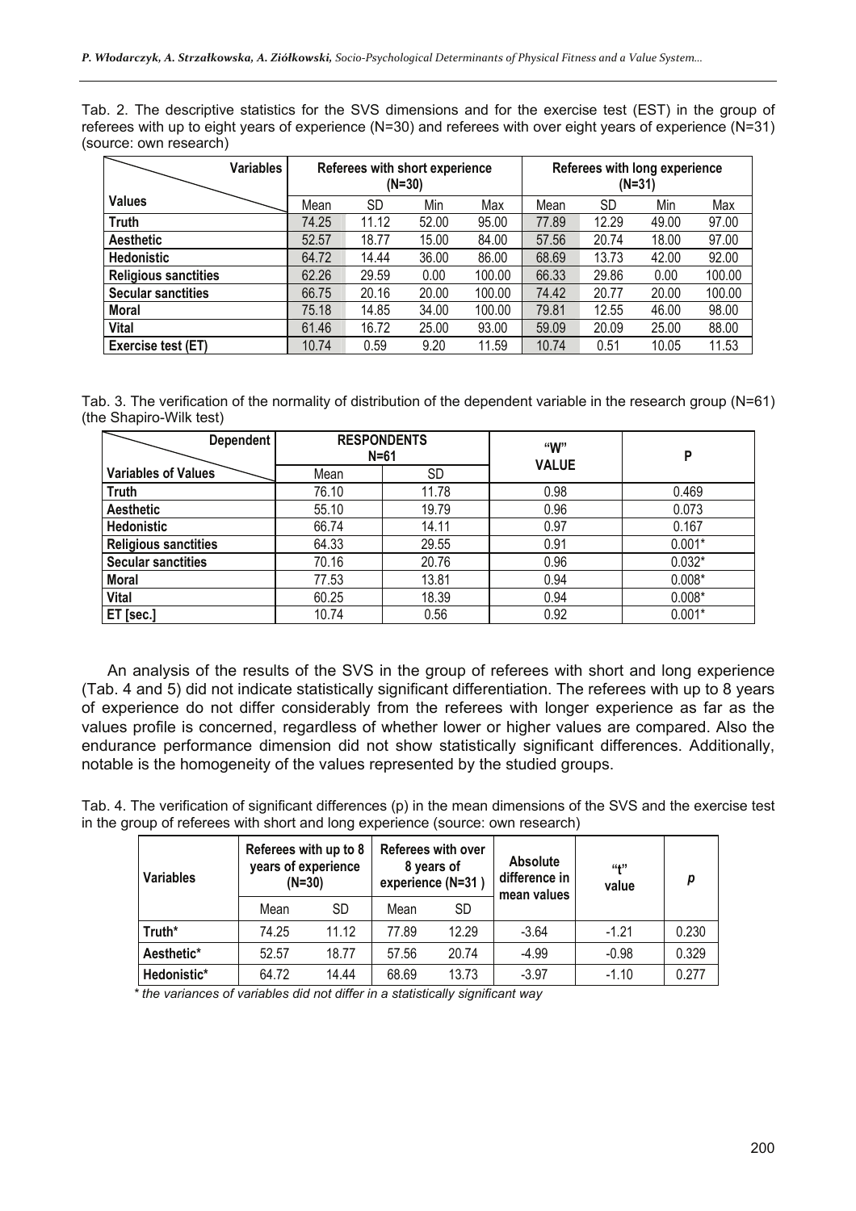Tab. 2. The descriptive statistics for the SVS dimensions and for the exercise test (EST) in the group of referees with up to eight years of experience (N=30) and referees with over eight years of experience (N=31) (source: own research)

| Variables / Values | Referees with short experience (N=30) | | | | Referees with long experience (N=31) | | | |
|---|---|---|---|---|---|---|---|---|
| | Mean | SD | Min | Max | Mean | SD | Min | Max |
| **Truth** | 74.25 | 11.12 | 52.00 | 95.00 | 77.89 | 12.29 | 49.00 | 97.00 |
| **Aesthetic** | 52.57 | 18.77 | 15.00 | 84.00 | 57.56 | 20.74 | 18.00 | 97.00 |
| **Hedonistic** | 64.72 | 14.44 | 36.00 | 86.00 | 68.69 | 13.73 | 42.00 | 92.00 |
| **Religious sanctities** | 62.26 | 29.59 | 0.00 | 100.00 | 66.33 | 29.86 | 0.00 | 100.00 |
| **Secular sanctities** | 66.75 | 20.16 | 20.00 | 100.00 | 74.42 | 20.77 | 20.00 | 100.00 |
| **Moral** | 75.18 | 14.85 | 34.00 | 100.00 | 79.81 | 12.55 | 46.00 | 98.00 |
| **Vital** | 61.46 | 16.72 | 25.00 | 93.00 | 59.09 | 20.09 | 25.00 | 88.00 |
| **Exercise test (ET)** | 10.74 | 0.59 | 9.20 | 11.59 | 10.74 | 0.51 | 10.05 | 11.53 |

Tab. 3. The verification of the normality of distribution of the dependent variable in the research group (N=61) (the Shapiro-Wilk test)

| Dependent / Variables of Values | RESPONDENTS N=61 | | "W" VALUE | P |
|---|---|---|---|---|
| | Mean | SD | | |
| **Truth** | 76.10 | 11.78 | 0.98 | 0.469 |
| **Aesthetic** | 55.10 | 19.79 | 0.96 | 0.073 |
| **Hedonistic** | 66.74 | 14.11 | 0.97 | 0.167 |
| **Religious sanctities** | 64.33 | 29.55 | 0.91 | 0.001* |
| **Secular sanctities** | 70.16 | 20.76 | 0.96 | 0.032* |
| **Moral** | 77.53 | 13.81 | 0.94 | 0.008* |
| **Vital** | 60.25 | 18.39 | 0.94 | 0.008* |
| **ET [sec.]** | 10.74 | 0.56 | 0.92 | 0.001* |

An analysis of the results of the SVS in the group of referees with short and long experience (Tab. 4 and 5) did not indicate statistically significant differentiation. The referees with up to 8 years of experience do not differ considerably from the referees with longer experience as far as the values profile is concerned, regardless of whether lower or higher values are compared. Also the endurance performance dimension did not show statistically significant differences. Additionally, notable is the homogeneity of the values represented by the studied groups.

Tab. 4. The verification of significant differences (p) in the mean dimensions of the SVS and the exercise test in the group of referees with short and long experience (source: own research)

| Variables | Referees with up to 8 years of experience (N=30) | | Referees with over 8 years of experience (N=31 ) | | Absolute difference in mean values | "t" value | *p* |
|---|---|---|---|---|---|---|---|
| | Mean | SD | Mean | SD | | | |
| **Truth*** | 74.25 | 11.12 | 77.89 | 12.29 | -3.64 | -1.21 | 0.230 |
| **Aesthetic*** | 52.57 | 18.77 | 57.56 | 20.74 | -4.99 | -0.98 | 0.329 |
| **Hedonistic*** | 64.72 | 14.44 | 68.69 | 13.73 | -3.97 | -1.10 | 0.277 |

*\* the variances of variables did not differ in a statistically significant way*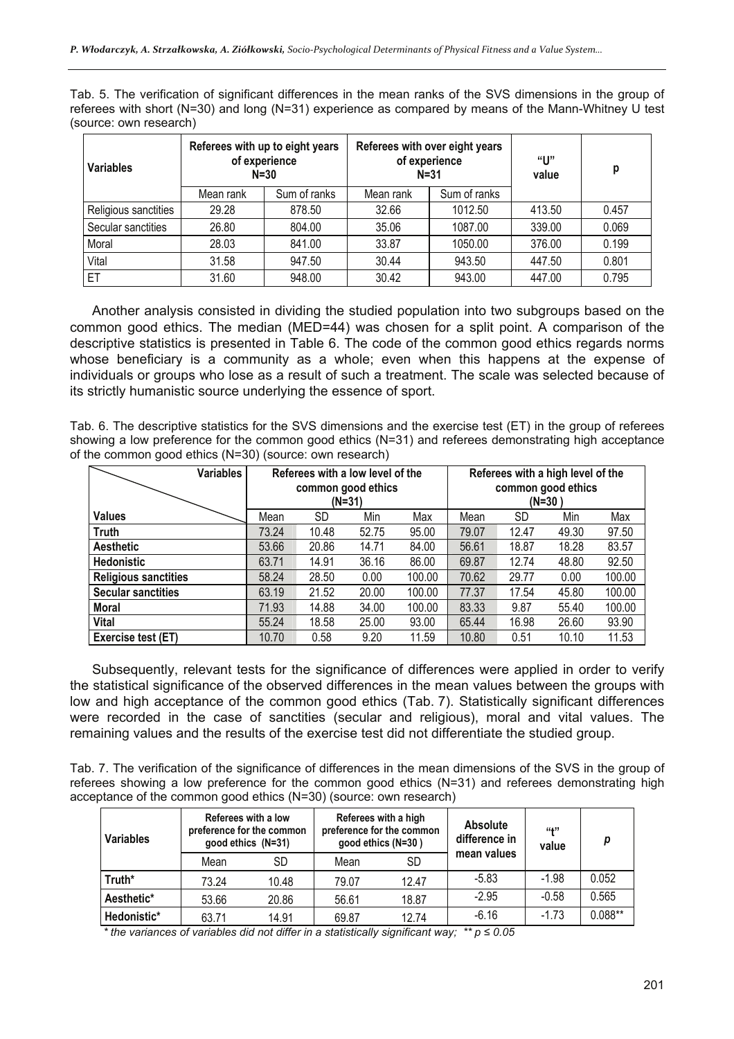Tab. 5. The verification of significant differences in the mean ranks of the SVS dimensions in the group of referees with short (N=30) and long (N=31) experience as compared by means of the Mann-Whitney U test (source: own research)

| Variables | Referees with up to eight years of experience N=30 | | Referees with over eight years of experience N=31 | | "U" value | p |
|---|---|---|---|---|---|---|
| | Mean rank | Sum of ranks | Mean rank | Sum of ranks | | |
| Religious sanctities | 29.28 | 878.50 | 32.66 | 1012.50 | 413.50 | 0.457 |
| Secular sanctities | 26.80 | 804.00 | 35.06 | 1087.00 | 339.00 | 0.069 |
| Moral | 28.03 | 841.00 | 33.87 | 1050.00 | 376.00 | 0.199 |
| Vital | 31.58 | 947.50 | 30.44 | 943.50 | 447.50 | 0.801 |
| ET | 31.60 | 948.00 | 30.42 | 943.00 | 447.00 | 0.795 |

Another analysis consisted in dividing the studied population into two subgroups based on the common good ethics. The median (MED=44) was chosen for a split point. A comparison of the descriptive statistics is presented in Table 6. The code of the common good ethics regards norms whose beneficiary is a community as a whole; even when this happens at the expense of individuals or groups who lose as a result of such a treatment. The scale was selected because of its strictly humanistic source underlying the essence of sport.

Tab. 6. The descriptive statistics for the SVS dimensions and the exercise test (ET) in the group of referees showing a low preference for the common good ethics (N=31) and referees demonstrating high acceptance of the common good ethics (N=30) (source: own research)

| Variables | Referees with a low level of the common good ethics (N=31) | | | | Referees with a high level of the common good ethics (N=30 ) | | | |
|---|---|---|---|---|---|---|---|---|
| **Values** | Mean | SD | Min | Max | Mean | SD | Min | Max |
| **Truth** | 73.24 | 10.48 | 52.75 | 95.00 | 79.07 | 12.47 | 49.30 | 97.50 |
| **Aesthetic** | 53.66 | 20.86 | 14.71 | 84.00 | 56.61 | 18.87 | 18.28 | 83.57 |
| **Hedonistic** | 63.71 | 14.91 | 36.16 | 86.00 | 69.87 | 12.74 | 48.80 | 92.50 |
| **Religious sanctities** | 58.24 | 28.50 | 0.00 | 100.00 | 70.62 | 29.77 | 0.00 | 100.00 |
| **Secular sanctities** | 63.19 | 21.52 | 20.00 | 100.00 | 77.37 | 17.54 | 45.80 | 100.00 |
| **Moral** | 71.93 | 14.88 | 34.00 | 100.00 | 83.33 | 9.87 | 55.40 | 100.00 |
| **Vital** | 55.24 | 18.58 | 25.00 | 93.00 | 65.44 | 16.98 | 26.60 | 93.90 |
| **Exercise test (ET)** | 10.70 | 0.58 | 9.20 | 11.59 | 10.80 | 0.51 | 10.10 | 11.53 |

Subsequently, relevant tests for the significance of differences were applied in order to verify the statistical significance of the observed differences in the mean values between the groups with low and high acceptance of the common good ethics (Tab. 7). Statistically significant differences were recorded in the case of sanctities (secular and religious), moral and vital values. The remaining values and the results of the exercise test did not differentiate the studied group.

Tab. 7. The verification of the significance of differences in the mean dimensions of the SVS in the group of referees showing a low preference for the common good ethics (N=31) and referees demonstrating high acceptance of the common good ethics (N=30) (source: own research)

| Variables | Referees with a low preference for the common good ethics (N=31) | | Referees with a high preference for the common good ethics (N=30 ) | | Absolute difference in mean values | "t" value | *p* |
|---|---|---|---|---|---|---|---|
| | Mean | SD | Mean | SD | | | |
| **Truth*** | 73.24 | 10.48 | 79.07 | 12.47 | -5.83 | -1.98 | 0.052 |
| **Aesthetic*** | 53.66 | 20.86 | 56.61 | 18.87 | -2.95 | -0.58 | 0.565 |
| **Hedonistic*** | 63.71 | 14.91 | 69.87 | 12.74 | -6.16 | -1.73 | 0.088** |

*\* the variances of variables did not differ in a statistically significant way; \*\* $p \leq 0.05$*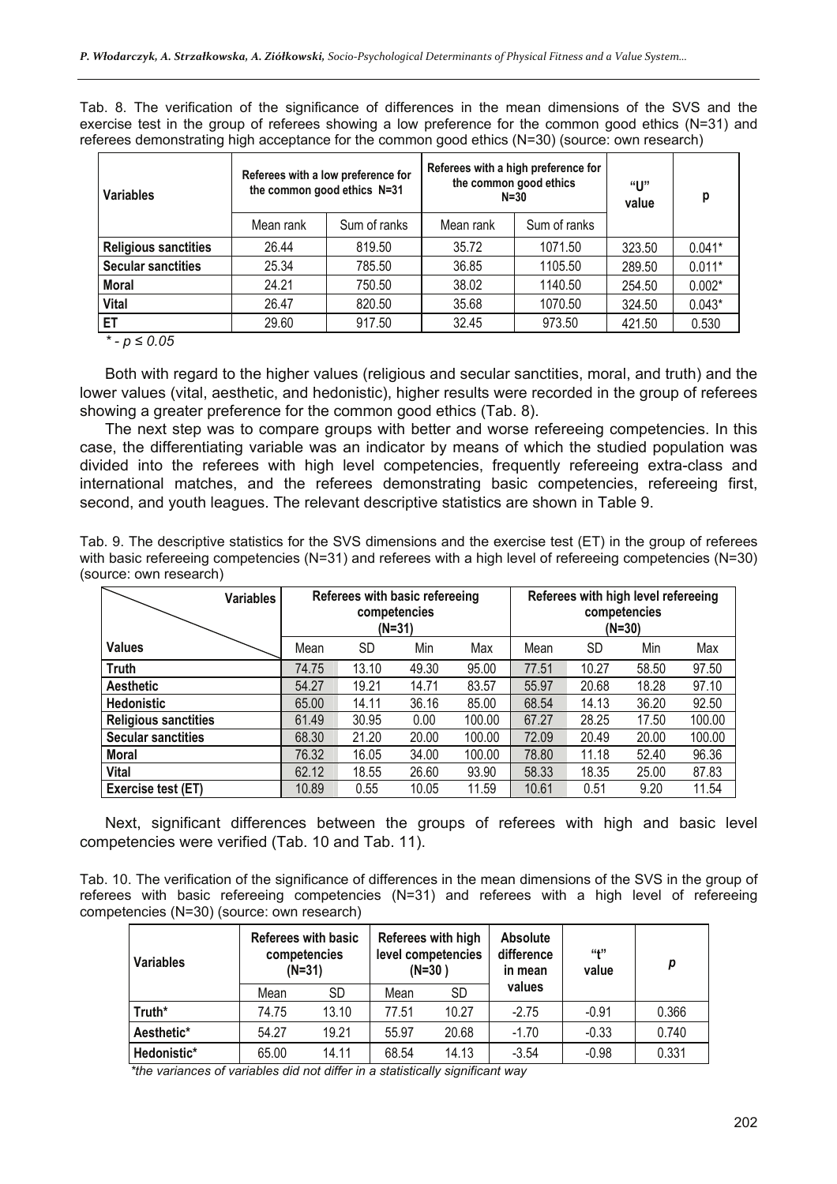Tab. 8. The verification of the significance of differences in the mean dimensions of the SVS and the exercise test in the group of referees showing a low preference for the common good ethics (N=31) and referees demonstrating high acceptance for the common good ethics (N=30) (source: own research)

| Variables | Referees with a low preference for the common good ethics N=31 | | Referees with a high preference for the common good ethics N=30 | | "U" value | p |
|---|---|---|---|---|---|---|
| | Mean rank | Sum of ranks | Mean rank | Sum of ranks | | |
| **Religious sanctities** | 26.44 | 819.50 | 35.72 | 1071.50 | 323.50 | 0.041* |
| **Secular sanctities** | 25.34 | 785.50 | 36.85 | 1105.50 | 289.50 | 0.011* |
| **Moral** | 24.21 | 750.50 | 38.02 | 1140.50 | 254.50 | 0.002* |
| **Vital** | 26.47 | 820.50 | 35.68 | 1070.50 | 324.50 | 0.043* |
| **ET** | 29.60 | 917.50 | 32.45 | 973.50 | 421.50 | 0.530 |

*\* - p ≤ 0.05*

Both with regard to the higher values (religious and secular sanctities, moral, and truth) and the lower values (vital, aesthetic, and hedonistic), higher results were recorded in the group of referees showing a greater preference for the common good ethics (Tab. 8).

The next step was to compare groups with better and worse refereeing competencies. In this case, the differentiating variable was an indicator by means of which the studied population was divided into the referees with high level competencies, frequently refereeing extra-class and international matches, and the referees demonstrating basic competencies, refereeing first, second, and youth leagues. The relevant descriptive statistics are shown in Table 9.

Tab. 9. The descriptive statistics for the SVS dimensions and the exercise test (ET) in the group of referees with basic refereeing competencies (N=31) and referees with a high level of refereeing competencies (N=30) (source: own research)

| Variables / Values | Referees with basic refereeing competencies (N=31) | | | | Referees with high level refereeing competencies (N=30) | | | |
|---|---|---|---|---|---|---|---|---|
| | Mean | SD | Min | Max | Mean | SD | Min | Max |
| **Truth** | 74.75 | 13.10 | 49.30 | 95.00 | 77.51 | 10.27 | 58.50 | 97.50 |
| **Aesthetic** | 54.27 | 19.21 | 14.71 | 83.57 | 55.97 | 20.68 | 18.28 | 97.10 |
| **Hedonistic** | 65.00 | 14.11 | 36.16 | 85.00 | 68.54 | 14.13 | 36.20 | 92.50 |
| **Religious sanctities** | 61.49 | 30.95 | 0.00 | 100.00 | 67.27 | 28.25 | 17.50 | 100.00 |
| **Secular sanctities** | 68.30 | 21.20 | 20.00 | 100.00 | 72.09 | 20.49 | 20.00 | 100.00 |
| **Moral** | 76.32 | 16.05 | 34.00 | 100.00 | 78.80 | 11.18 | 52.40 | 96.36 |
| **Vital** | 62.12 | 18.55 | 26.60 | 93.90 | 58.33 | 18.35 | 25.00 | 87.83 |
| **Exercise test (ET)** | 10.89 | 0.55 | 10.05 | 11.59 | 10.61 | 0.51 | 9.20 | 11.54 |

Next, significant differences between the groups of referees with high and basic level competencies were verified (Tab. 10 and Tab. 11).

Tab. 10. The verification of the significance of differences in the mean dimensions of the SVS in the group of referees with basic refereeing competencies (N=31) and referees with a high level of refereeing competencies (N=30) (source: own research)

| Variables | Referees with basic competencies (N=31) | | Referees with high level competencies (N=30 ) | | Absolute difference in mean values | "t" value | *p* |
|---|---|---|---|---|---|---|---|
| | Mean | SD | Mean | SD | | | |
| **Truth*** | 74.75 | 13.10 | 77.51 | 10.27 | -2.75 | -0.91 | 0.366 |
| **Aesthetic*** | 54.27 | 19.21 | 55.97 | 20.68 | -1.70 | -0.33 | 0.740 |
| **Hedonistic*** | 65.00 | 14.11 | 68.54 | 14.13 | -3.54 | -0.98 | 0.331 |

*\*the variances of variables did not differ in a statistically significant way*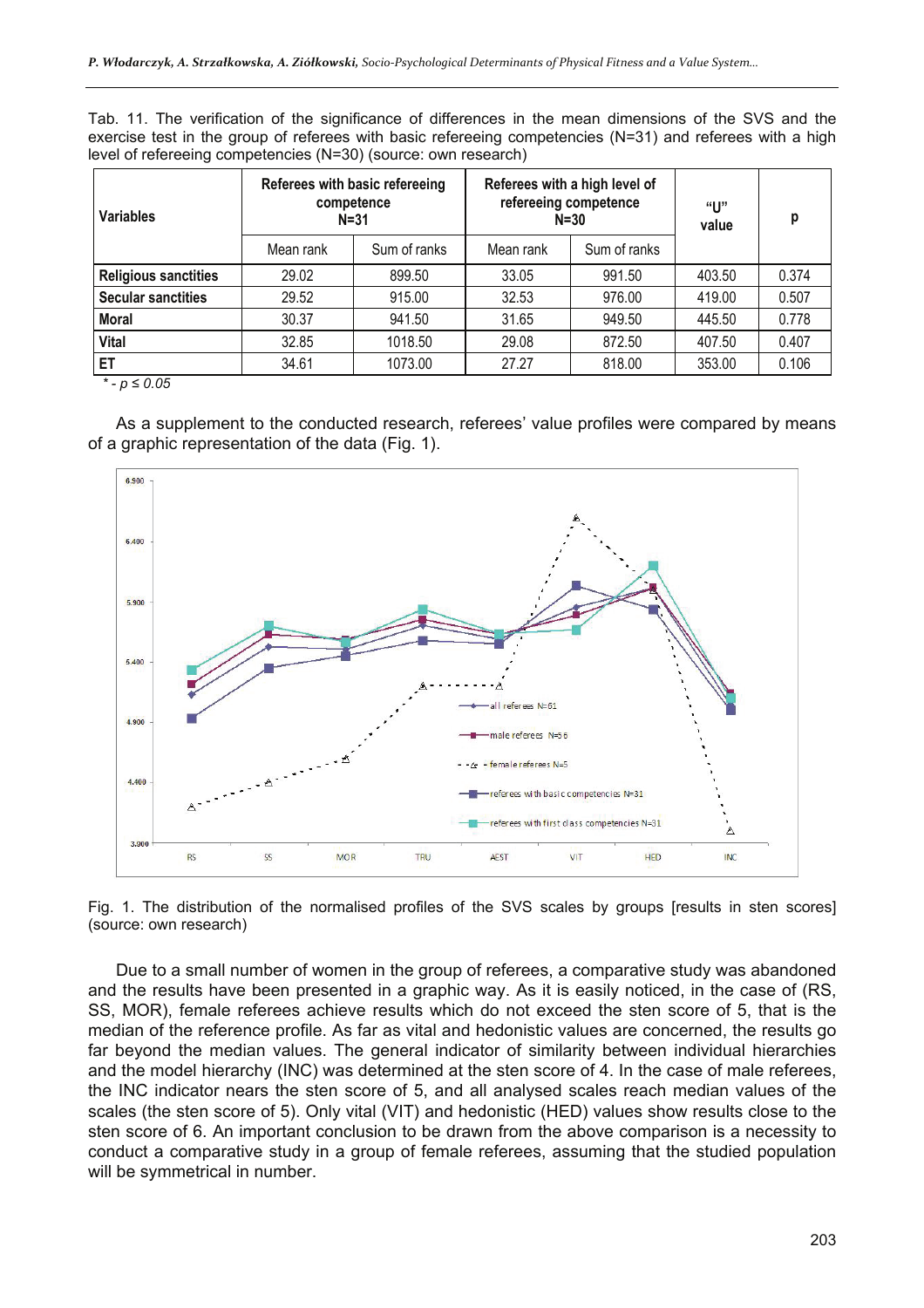Tab. 11. The verification of the significance of differences in the mean dimensions of the SVS and the exercise test in the group of referees with basic refereeing competencies (N=31) and referees with a high level of refereeing competencies (N=30) (source: own research)

| Variables | Referees with basic refereeing competence N=31 | | Referees with a high level of refereeing competence N=30 | | "U" value | p |
|---|---|---|---|---|---|---|
| | Mean rank | Sum of ranks | Mean rank | Sum of ranks | | |
| **Religious sanctities** | 29.02 | 899.50 | 33.05 | 991.50 | 403.50 | 0.374 |
| **Secular sanctities** | 29.52 | 915.00 | 32.53 | 976.00 | 419.00 | 0.507 |
| **Moral** | 30.37 | 941.50 | 31.65 | 949.50 | 445.50 | 0.778 |
| **Vital** | 32.85 | 1018.50 | 29.08 | 872.50 | 407.50 | 0.407 |
| **ET** | 34.61 | 1073.00 | 27.27 | 818.00 | 353.00 | 0.106 |

*\* - $p \leq 0.05$*

As a supplement to the conducted research, referees' value profiles were compared by means of a graphic representation of the data (Fig. 1).

Fig. 1. The distribution of the normalised profiles of the SVS scales by groups [results in sten scores] (source: own research)

Due to a small number of women in the group of referees, a comparative study was abandoned and the results have been presented in a graphic way. As it is easily noticed, in the case of (RS, SS, MOR), female referees achieve results which do not exceed the sten score of 5, that is the median of the reference profile. As far as vital and hedonistic values are concerned, the results go far beyond the median values. The general indicator of similarity between individual hierarchies and the model hierarchy (INC) was determined at the sten score of 4. In the case of male referees, the INC indicator nears the sten score of 5, and all analysed scales reach median values of the scales (the sten score of 5). Only vital (VIT) and hedonistic (HED) values show results close to the sten score of 6. An important conclusion to be drawn from the above comparison is a necessity to conduct a comparative study in a group of female referees, assuming that the studied population will be symmetrical in number.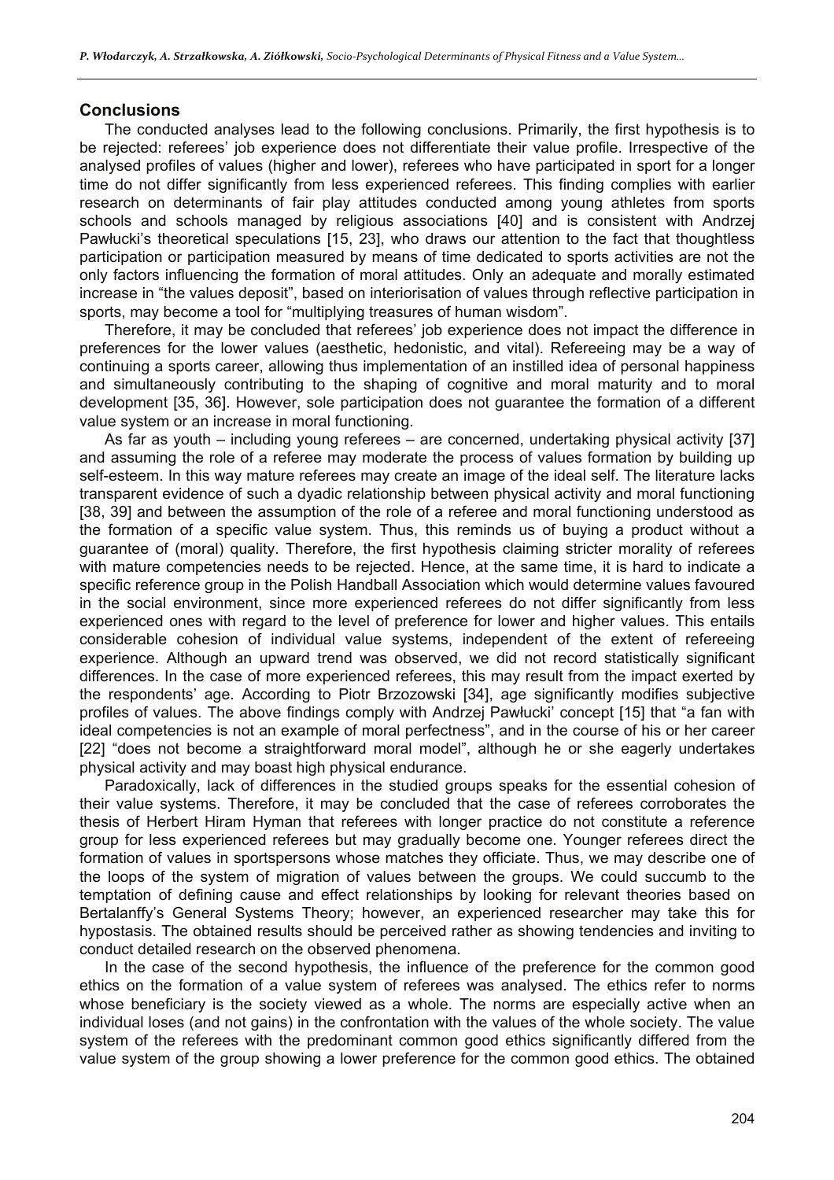## Conclusions

The conducted analyses lead to the following conclusions. Primarily, the first hypothesis is to be rejected: referees' job experience does not differentiate their value profile. Irrespective of the analysed profiles of values (higher and lower), referees who have participated in sport for a longer time do not differ significantly from less experienced referees. This finding complies with earlier research on determinants of fair play attitudes conducted among young athletes from sports schools and schools managed by religious associations [40] and is consistent with Andrzej Pawłucki's theoretical speculations [15, 23], who draws our attention to the fact that thoughtless participation or participation measured by means of time dedicated to sports activities are not the only factors influencing the formation of moral attitudes. Only an adequate and morally estimated increase in "the values deposit", based on interiorisation of values through reflective participation in sports, may become a tool for "multiplying treasures of human wisdom".

Therefore, it may be concluded that referees' job experience does not impact the difference in preferences for the lower values (aesthetic, hedonistic, and vital). Refereeing may be a way of continuing a sports career, allowing thus implementation of an instilled idea of personal happiness and simultaneously contributing to the shaping of cognitive and moral maturity and to moral development [35, 36]. However, sole participation does not guarantee the formation of a different value system or an increase in moral functioning.

As far as youth – including young referees – are concerned, undertaking physical activity [37] and assuming the role of a referee may moderate the process of values formation by building up self-esteem. In this way mature referees may create an image of the ideal self. The literature lacks transparent evidence of such a dyadic relationship between physical activity and moral functioning [38, 39] and between the assumption of the role of a referee and moral functioning understood as the formation of a specific value system. Thus, this reminds us of buying a product without a guarantee of (moral) quality. Therefore, the first hypothesis claiming stricter morality of referees with mature competencies needs to be rejected. Hence, at the same time, it is hard to indicate a specific reference group in the Polish Handball Association which would determine values favoured in the social environment, since more experienced referees do not differ significantly from less experienced ones with regard to the level of preference for lower and higher values. This entails considerable cohesion of individual value systems, independent of the extent of refereeing experience. Although an upward trend was observed, we did not record statistically significant differences. In the case of more experienced referees, this may result from the impact exerted by the respondents' age. According to Piotr Brzozowski [34], age significantly modifies subjective profiles of values. The above findings comply with Andrzej Pawłucki' concept [15] that "a fan with ideal competencies is not an example of moral perfectness", and in the course of his or her career [22] "does not become a straightforward moral model", although he or she eagerly undertakes physical activity and may boast high physical endurance.

Paradoxically, lack of differences in the studied groups speaks for the essential cohesion of their value systems. Therefore, it may be concluded that the case of referees corroborates the thesis of Herbert Hiram Hyman that referees with longer practice do not constitute a reference group for less experienced referees but may gradually become one. Younger referees direct the formation of values in sportspersons whose matches they officiate. Thus, we may describe one of the loops of the system of migration of values between the groups. We could succumb to the temptation of defining cause and effect relationships by looking for relevant theories based on Bertalanffy's General Systems Theory; however, an experienced researcher may take this for hypostasis. The obtained results should be perceived rather as showing tendencies and inviting to conduct detailed research on the observed phenomena.

In the case of the second hypothesis, the influence of the preference for the common good ethics on the formation of a value system of referees was analysed. The ethics refer to norms whose beneficiary is the society viewed as a whole. The norms are especially active when an individual loses (and not gains) in the confrontation with the values of the whole society. The value system of the referees with the predominant common good ethics significantly differed from the value system of the group showing a lower preference for the common good ethics. The obtained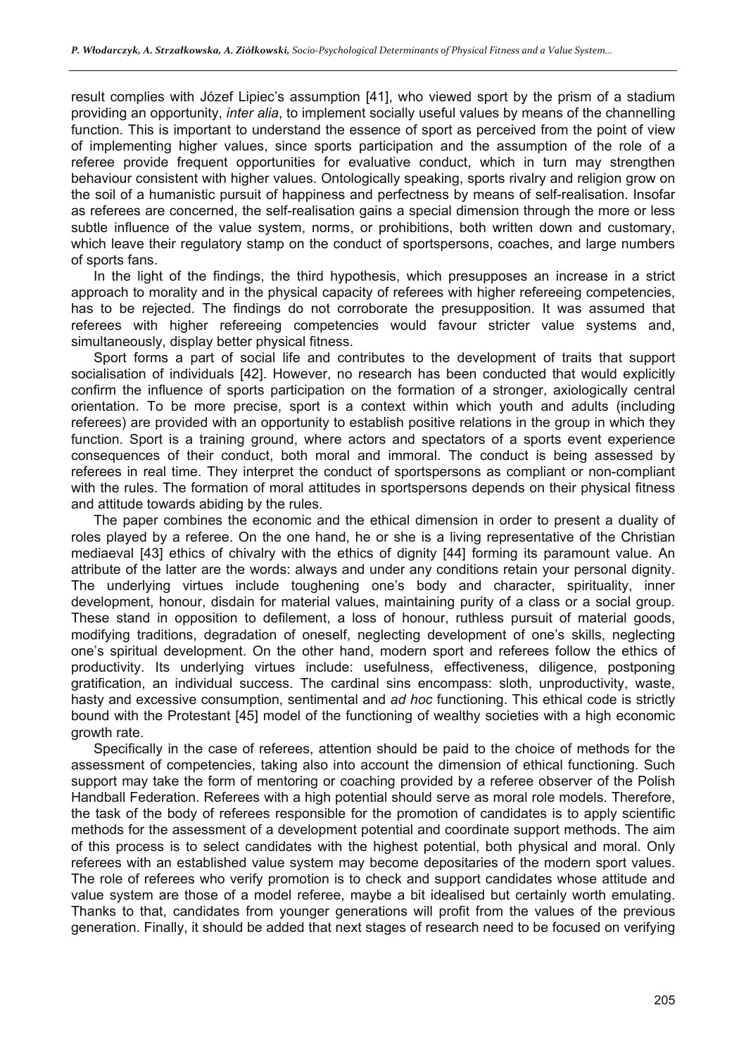result complies with Józef Lipiec's assumption [41], who viewed sport by the prism of a stadium providing an opportunity, *inter alia*, to implement socially useful values by means of the channelling function. This is important to understand the essence of sport as perceived from the point of view of implementing higher values, since sports participation and the assumption of the role of a referee provide frequent opportunities for evaluative conduct, which in turn may strengthen behaviour consistent with higher values. Ontologically speaking, sports rivalry and religion grow on the soil of a humanistic pursuit of happiness and perfectness by means of self-realisation. Insofar as referees are concerned, the self-realisation gains a special dimension through the more or less subtle influence of the value system, norms, or prohibitions, both written down and customary, which leave their regulatory stamp on the conduct of sportspersons, coaches, and large numbers of sports fans.

In the light of the findings, the third hypothesis, which presupposes an increase in a strict approach to morality and in the physical capacity of referees with higher refereeing competencies, has to be rejected. The findings do not corroborate the presupposition. It was assumed that referees with higher refereeing competencies would favour stricter value systems and, simultaneously, display better physical fitness.

Sport forms a part of social life and contributes to the development of traits that support socialisation of individuals [42]. However, no research has been conducted that would explicitly confirm the influence of sports participation on the formation of a stronger, axiologically central orientation. To be more precise, sport is a context within which youth and adults (including referees) are provided with an opportunity to establish positive relations in the group in which they function. Sport is a training ground, where actors and spectators of a sports event experience consequences of their conduct, both moral and immoral. The conduct is being assessed by referees in real time. They interpret the conduct of sportspersons as compliant or non-compliant with the rules. The formation of moral attitudes in sportspersons depends on their physical fitness and attitude towards abiding by the rules.

The paper combines the economic and the ethical dimension in order to present a duality of roles played by a referee. On the one hand, he or she is a living representative of the Christian mediaeval [43] ethics of chivalry with the ethics of dignity [44] forming its paramount value. An attribute of the latter are the words: always and under any conditions retain your personal dignity. The underlying virtues include toughening one's body and character, spirituality, inner development, honour, disdain for material values, maintaining purity of a class or a social group. These stand in opposition to defilement, a loss of honour, ruthless pursuit of material goods, modifying traditions, degradation of oneself, neglecting development of one's skills, neglecting one's spiritual development. On the other hand, modern sport and referees follow the ethics of productivity. Its underlying virtues include: usefulness, effectiveness, diligence, postponing gratification, an individual success. The cardinal sins encompass: sloth, unproductivity, waste, hasty and excessive consumption, sentimental and *ad hoc* functioning. This ethical code is strictly bound with the Protestant [45] model of the functioning of wealthy societies with a high economic growth rate.

Specifically in the case of referees, attention should be paid to the choice of methods for the assessment of competencies, taking also into account the dimension of ethical functioning. Such support may take the form of mentoring or coaching provided by a referee observer of the Polish Handball Federation. Referees with a high potential should serve as moral role models. Therefore, the task of the body of referees responsible for the promotion of candidates is to apply scientific methods for the assessment of a development potential and coordinate support methods. The aim of this process is to select candidates with the highest potential, both physical and moral. Only referees with an established value system may become depositaries of the modern sport values. The role of referees who verify promotion is to check and support candidates whose attitude and value system are those of a model referee, maybe a bit idealised but certainly worth emulating. Thanks to that, candidates from younger generations will profit from the values of the previous generation. Finally, it should be added that next stages of research need to be focused on verifying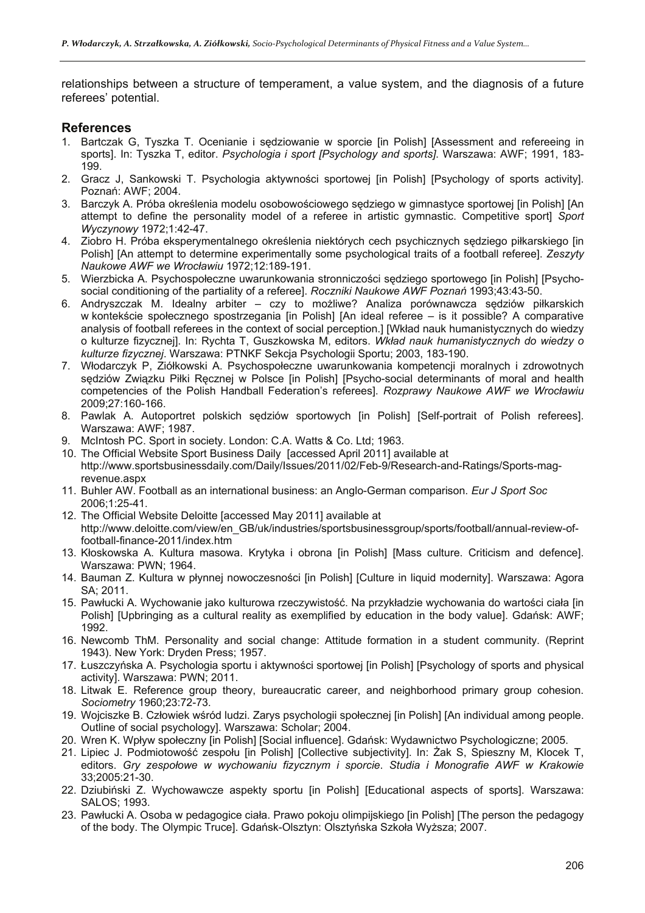relationships between a structure of temperament, a value system, and the diagnosis of a future referees' potential.

## References

1. Bartczak G, Tyszka T. Ocenianie i sędziowanie w sporcie [in Polish] [Assessment and refereeing in sports]. In: Tyszka T, editor. *Psychologia i sport [Psychology and sports]*. Warszawa: AWF; 1991, 183-199.
2. Gracz J, Sankowski T. Psychologia aktywności sportowej [in Polish] [Psychology of sports activity]. Poznań: AWF; 2004.
3. Barczyk A. Próba określenia modelu osobowościowego sędziego w gimnastyce sportowej [in Polish] [An attempt to define the personality model of a referee in artistic gymnastic. Competitive sport] *Sport Wyczynowy* 1972;1:42-47.
4. Ziobro H. Próba eksperymentalnego określenia niektórych cech psychicznych sędziego piłkarskiego [in Polish] [An attempt to determine experimentally some psychological traits of a football referee]. *Zeszyty Naukowe AWF we Wrocławiu* 1972;12:189-191.
5. Wierzbicka A. Psychospołeczne uwarunkowania stronniczości sędziego sportowego [in Polish] [Psycho-social conditioning of the partiality of a referee]. *Roczniki Naukowe AWF Poznań* 1993;43:43-50.
6. Andryszczak M. Idealny arbiter – czy to możliwe? Analiza porównawcza sędziów piłkarskich w kontekście społecznego spostrzegania [in Polish] [An ideal referee – is it possible? A comparative analysis of football referees in the context of social perception.] [Wkład nauk humanistycznych do wiedzy o kulturze fizycznej]. In: Rychta T, Guszkowska M, editors. *Wkład nauk humanistycznych do wiedzy o kulturze fizycznej*. Warszawa: PTNKF Sekcja Psychologii Sportu; 2003, 183-190.
7. Włodarczyk P, Ziółkowski A. Psychospołeczne uwarunkowania kompetencji moralnych i zdrowotnych sędziów Związku Piłki Ręcznej w Polsce [in Polish] [Psycho-social determinants of moral and health competencies of the Polish Handball Federation's referees]. *Rozprawy Naukowe AWF we Wrocławiu* 2009;27:160-166.
8. Pawlak A. Autoportret polskich sędziów sportowych [in Polish] [Self-portrait of Polish referees]. Warszawa: AWF; 1987.
9. McIntosh PC. Sport in society. London: C.A. Watts & Co. Ltd; 1963.
10. The Official Website Sport Business Daily [accessed April 2011] available at http://www.sportsbusinessdaily.com/Daily/Issues/2011/02/Feb-9/Research-and-Ratings/Sports-mag-revenue.aspx
11. Buhler AW. Football as an international business: an Anglo-German comparison. *Eur J Sport Soc* 2006;1:25-41.
12. The Official Website Deloitte [accessed May 2011] available at http://www.deloitte.com/view/en_GB/uk/industries/sportsbusinessgroup/sports/football/annual-review-of-football-finance-2011/index.htm
13. Kłoskowska A. Kultura masowa. Krytyka i obrona [in Polish] [Mass culture. Criticism and defence]. Warszawa: PWN; 1964.
14. Bauman Z. Kultura w płynnej nowoczesności [in Polish] [Culture in liquid modernity]. Warszawa: Agora SA; 2011.
15. Pawłucki A. Wychowanie jako kulturowa rzeczywistość. Na przykładzie wychowania do wartości ciała [in Polish] [Upbringing as a cultural reality as exemplified by education in the body value]. Gdańsk: AWF; 1992.
16. Newcomb ThM. Personality and social change: Attitude formation in a student community. (Reprint 1943). New York: Dryden Press; 1957.
17. Łuszczyńska A. Psychologia sportu i aktywności sportowej [in Polish] [Psychology of sports and physical activity]. Warszawa: PWN; 2011.
18. Litwak E. Reference group theory, bureaucratic career, and neighborhood primary group cohesion. *Sociometry* 1960;23:72-73.
19. Wojciszke B. Człowiek wśród ludzi. Zarys psychologii społecznej [in Polish] [An individual among people. Outline of social psychology]. Warszawa: Scholar; 2004.
20. Wren K. Wpływ społeczny [in Polish] [Social influence]. Gdańsk: Wydawnictwo Psychologiczne; 2005.
21. Lipiec J. Podmiotowość zespołu [in Polish] [Collective subjectivity]. In: Żak S, Spieszny M, Klocek T, editors. *Gry zespołowe w wychowaniu fizycznym i sporcie*. *Studia i Monografie AWF w Krakowie* 33;2005:21-30.
22. Dziubiński Z. Wychowawcze aspekty sportu [in Polish] [Educational aspects of sports]. Warszawa: SALOS; 1993.
23. Pawłucki A. Osoba w pedagogice ciała. Prawo pokoju olimpijskiego [in Polish] [The person the pedagogy of the body. The Olympic Truce]. Gdańsk-Olsztyn: Olsztyńska Szkoła Wyższa; 2007.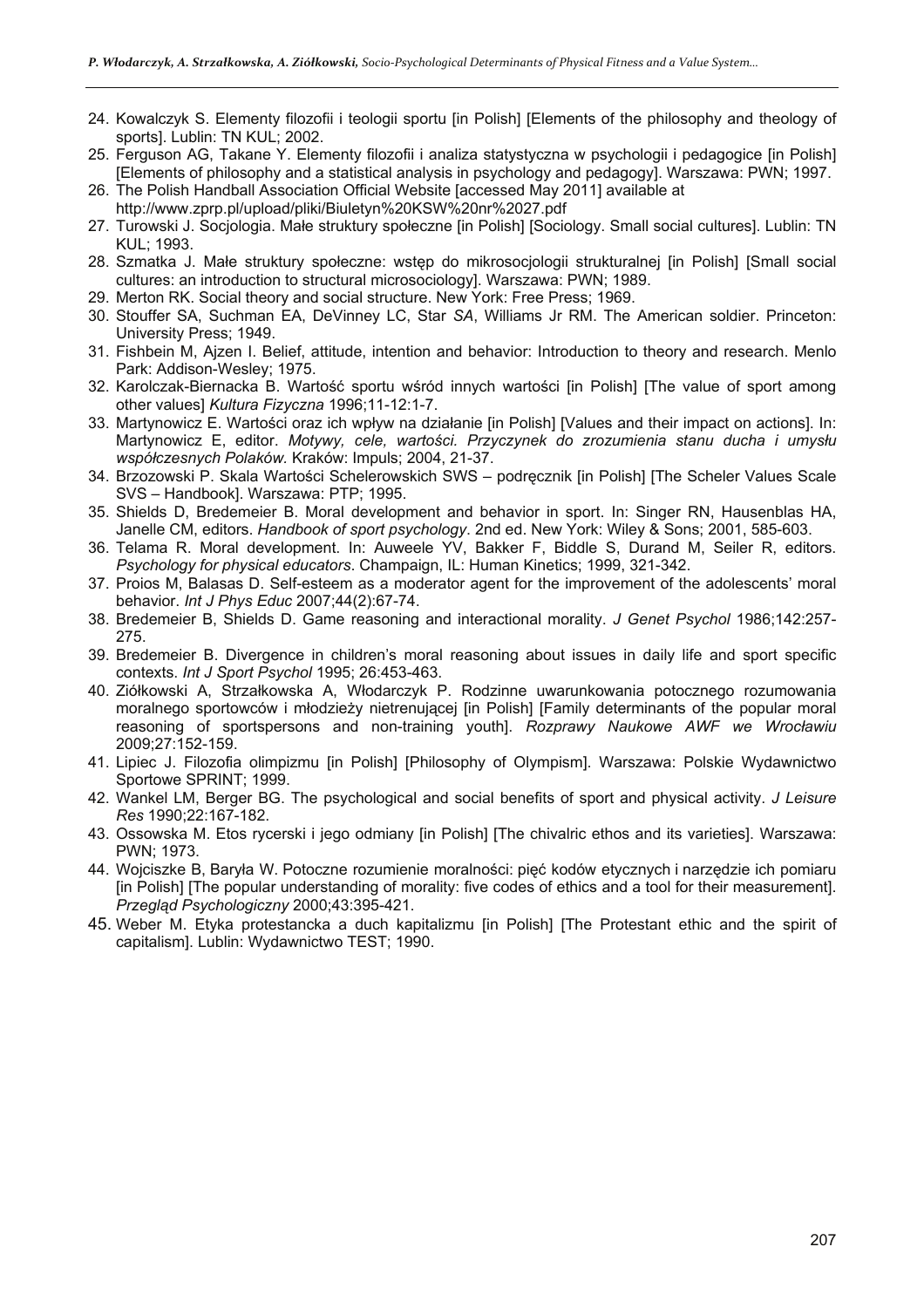24. Kowalczyk S. Elementy filozofii i teologii sportu [in Polish] [Elements of the philosophy and theology of sports]. Lublin: TN KUL; 2002.
25. Ferguson AG, Takane Y. Elementy filozofii i analiza statystyczna w psychologii i pedagogice [in Polish] [Elements of philosophy and a statistical analysis in psychology and pedagogy]. Warszawa: PWN; 1997.
26. The Polish Handball Association Official Website [accessed May 2011] available at http://www.zprp.pl/upload/pliki/Biuletyn%20KSW%20nr%2027.pdf
27. Turowski J. Socjologia. Małe struktury społeczne [in Polish] [Sociology. Small social cultures]. Lublin: TN KUL; 1993.
28. Szmatka J. Małe struktury społeczne: wstęp do mikrosocjologii strukturalnej [in Polish] [Small social cultures: an introduction to structural microsociology]. Warszawa: PWN; 1989.
29. Merton RK. Social theory and social structure. New York: Free Press; 1969.
30. Stouffer SA, Suchman EA, DeVinney LC, Star *SA*, Williams Jr RM. The American soldier. Princeton: University Press; 1949.
31. Fishbein M, Ajzen I. Belief, attitude, intention and behavior: Introduction to theory and research. Menlo Park: Addison-Wesley; 1975.
32. Karolczak-Biernacka B. Wartość sportu wśród innych wartości [in Polish] [The value of sport among other values] *Kultura Fizyczna* 1996;11-12:1-7.
33. Martynowicz E. Wartości oraz ich wpływ na działanie [in Polish] [Values and their impact on actions]. In: Martynowicz E, editor. *Motywy, cele, wartości. Przyczynek do zrozumienia stanu ducha i umysłu współczesnych Polaków*. Kraków: Impuls; 2004, 21-37.
34. Brzozowski P. Skala Wartości Schelerowskich SWS – podręcznik [in Polish] [The Scheler Values Scale SVS – Handbook]. Warszawa: PTP; 1995.
35. Shields D, Bredemeier B. Moral development and behavior in sport. In: Singer RN, Hausenblas HA, Janelle CM, editors. *Handbook of sport psychology*. 2nd ed. New York: Wiley & Sons; 2001, 585-603.
36. Telama R. Moral development. In: Auweele YV, Bakker F, Biddle S, Durand M, Seiler R, editors. *Psychology for physical educators*. Champaign, IL: Human Kinetics; 1999, 321-342.
37. Proios M, Balasas D. Self-esteem as a moderator agent for the improvement of the adolescents' moral behavior. *Int J Phys Educ* 2007;44(2):67-74.
38. Bredemeier B, Shields D. Game reasoning and interactional morality. *J Genet Psychol* 1986;142:257-275.
39. Bredemeier B. Divergence in children's moral reasoning about issues in daily life and sport specific contexts. *Int J Sport Psychol* 1995; 26:453-463.
40. Ziółkowski A, Strzałkowska A, Włodarczyk P. Rodzinne uwarunkowania potocznego rozumowania moralnego sportowców i młodzieży nietrenującej [in Polish] [Family determinants of the popular moral reasoning of sportspersons and non-training youth]. *Rozprawy Naukowe AWF we Wrocławiu* 2009;27:152-159.
41. Lipiec J. Filozofia olimpizmu [in Polish] [Philosophy of Olympism]. Warszawa: Polskie Wydawnictwo Sportowe SPRINT; 1999.
42. Wankel LM, Berger BG. The psychological and social benefits of sport and physical activity. *J Leisure Res* 1990;22:167-182.
43. Ossowska M. Etos rycerski i jego odmiany [in Polish] [The chivalric ethos and its varieties]. Warszawa: PWN; 1973.
44. Wojciszke B, Baryła W. Potoczne rozumienie moralności: pięć kodów etycznych i narzędzie ich pomiaru [in Polish] [The popular understanding of morality: five codes of ethics and a tool for their measurement]. *Przegląd Psychologiczny* 2000;43:395-421.
45. Weber M. Etyka protestancka a duch kapitalizmu [in Polish] [The Protestant ethic and the spirit of capitalism]. Lublin: Wydawnictwo TEST; 1990.